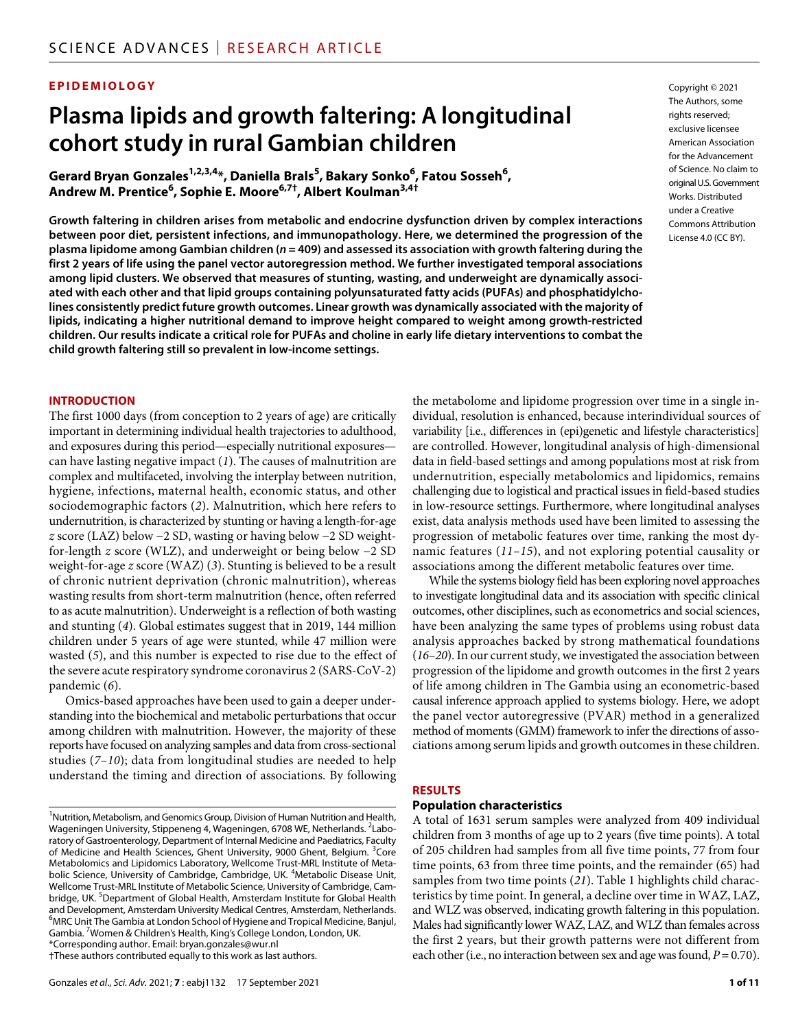EPIDEMIOLOGY

# Plasma lipids and growth faltering: A longitudinal cohort study in rural Gambian children

**Gerard Bryan Gonzales[1,2,3,4]*, Daniella Brals[5], Bakary Sonko[6], Fatou Sosseh[6], Andrew M. Prentice[6], Sophie E. Moore[6,7†], Albert Koulman[3,4†]**

Copyright © 2021 The Authors, some rights reserved; exclusive licensee American Association for the Advancement of Science. No claim to original U.S. Government Works. Distributed under a Creative Commons Attribution License 4.0 (CC BY).

**Growth faltering in children arises from metabolic and endocrine dysfunction driven by complex interactions between poor diet, persistent infections, and immunopathology. Here, we determined the progression of the plasma lipidome among Gambian children (*n* = 409) and assessed its association with growth faltering during the first 2 years of life using the panel vector autoregression method. We further investigated temporal associations among lipid clusters. We observed that measures of stunting, wasting, and underweight are dynamically associated with each other and that lipid groups containing polyunsaturated fatty acids (PUFAs) and phosphatidylcholines consistently predict future growth outcomes. Linear growth was dynamically associated with the majority of lipids, indicating a higher nutritional demand to improve height compared to weight among growth-restricted children. Our results indicate a critical role for PUFAs and choline in early life dietary interventions to combat the child growth faltering still so prevalent in low-income settings.**

## INTRODUCTION

The first 1000 days (from conception to 2 years of age) are critically important in determining individual health trajectories to adulthood, and exposures during this period—especially nutritional exposures—can have lasting negative impact (*1*). The causes of malnutrition are complex and multifaceted, involving the interplay between nutrition, hygiene, infections, maternal health, economic status, and other sociodemographic factors (*2*). Malnutrition, which here refers to undernutrition, is characterized by stunting or having a length-for-age *z* score (LAZ) below −2 SD, wasting or having below −2 SD weight-for-length *z* score (WLZ), and underweight or being below −2 SD weight-for-age *z* score (WAZ) (*3*). Stunting is believed to be a result of chronic nutrient deprivation (chronic malnutrition), whereas wasting results from short-term malnutrition (hence, often referred to as acute malnutrition). Underweight is a reflection of both wasting and stunting (*4*). Global estimates suggest that in 2019, 144 million children under 5 years of age were stunted, while 47 million were wasted (*5*), and this number is expected to rise due to the effect of the severe acute respiratory syndrome coronavirus 2 (SARS-CoV-2) pandemic (*6*).

Omics-based approaches have been used to gain a deeper understanding into the biochemical and metabolic perturbations that occur among children with malnutrition. However, the majority of these reports have focused on analyzing samples and data from cross-sectional studies (*7–10*); data from longitudinal studies are needed to help understand the timing and direction of associations. By following the metabolome and lipidome progression over time in a single individual, resolution is enhanced, because interindividual sources of variability [i.e., differences in (epi)genetic and lifestyle characteristics] are controlled. However, longitudinal analysis of high-dimensional data in field-based settings and among populations most at risk from undernutrition, especially metabolomics and lipidomics, remains challenging due to logistical and practical issues in field-based studies in low-resource settings. Furthermore, where longitudinal analyses exist, data analysis methods used have been limited to assessing the progression of metabolic features over time, ranking the most dynamic features (*11–15*), and not exploring potential causality or associations among the different metabolic features over time.

While the systems biology field has been exploring novel approaches to investigate longitudinal data and its association with specific clinical outcomes, other disciplines, such as econometrics and social sciences, have been analyzing the same types of problems using robust data analysis approaches backed by strong mathematical foundations (*16–20*). In our current study, we investigated the association between progression of the lipidome and growth outcomes in the first 2 years of life among children in The Gambia using an econometric-based causal inference approach applied to systems biology. Here, we adopt the panel vector autoregressive (PVAR) method in a generalized method of moments (GMM) framework to infer the directions of associations among serum lipids and growth outcomes in these children.

## RESULTS

### Population characteristics

A total of 1631 serum samples were analyzed from 409 individual children from 3 months of age up to 2 years (five time points). A total of 205 children had samples from all five time points, 77 from four time points, 63 from three time points, and the remainder (65) had samples from two time points (*21*). Table 1 highlights child characteristics by time point. In general, a decline over time in WAZ, LAZ, and WLZ was observed, indicating growth faltering in this population. Males had significantly lower WAZ, LAZ, and WLZ than females across the first 2 years, but their growth patterns were not different from each other (i.e., no interaction between sex and age was found, *P* = 0.70).

---

[1]Nutrition, Metabolism, and Genomics Group, Division of Human Nutrition and Health, Wageningen University, Stippeneng 4, Wageningen, 6708 WE, Netherlands. [2]Laboratory of Gastroenterology, Department of Internal Medicine and Paediatrics, Faculty of Medicine and Health Sciences, Ghent University, 9000 Ghent, Belgium. [3]Core Metabolomics and Lipidomics Laboratory, Wellcome Trust-MRL Institute of Metabolic Science, University of Cambridge, Cambridge, UK. [4]Metabolic Disease Unit, Wellcome Trust-MRL Institute of Metabolic Science, University of Cambridge, Cambridge, UK. [5]Department of Global Health, Amsterdam Institute for Global Health and Development, Amsterdam University Medical Centres, Amsterdam, Netherlands. [6]MRC Unit The Gambia at London School of Hygiene and Tropical Medicine, Banjul, Gambia. [7]Women & Children's Health, King's College London, London, UK.
*Corresponding author. Email: bryan.gonzales@wur.nl
†These authors contributed equally to this work as last authors.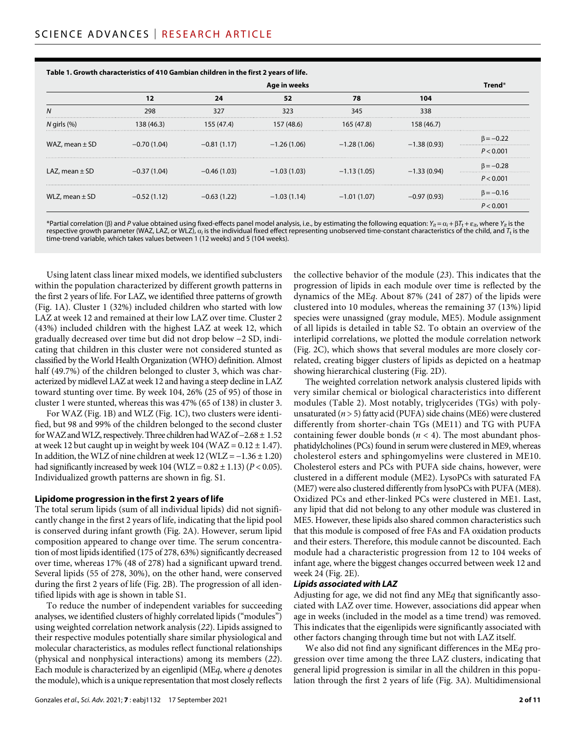**Table 1. Growth characteristics of 410 Gambian children in the first 2 years of life.**

| | Age in weeks | | | | | Trend* |
|---|---|---|---|---|---|---|
| | 12 | 24 | 52 | 78 | 104 | |
| $N$ | 298 | 327 | 323 | 345 | 338 | |
| $N$ girls (%) | 138 (46.3) | 155 (47.4) | 157 (48.6) | 165 (47.8) | 158 (46.7) | |
| WAZ, mean ± SD | −0.70 (1.04) | −0.81 (1.17) | −1.26 (1.06) | −1.28 (1.06) | −1.38 (0.93) | $\beta = -0.22$; $P < 0.001$ |
| LAZ, mean ± SD | −0.37 (1.04) | −0.46 (1.03) | −1.03 (1.03) | −1.13 (1.05) | −1.33 (0.94) | $\beta = -0.28$; $P < 0.001$ |
| WLZ, mean ± SD | −0.52 (1.12) | −0.63 (1.22) | −1.03 (1.14) | −1.01 (1.07) | −0.97 (0.93) | $\beta = -0.16$; $P < 0.001$ |

*Partial correlation (β) and $P$ value obtained using fixed-effects panel model analysis, i.e., by estimating the following equation: $Y_{it} = \alpha_i + \beta T_t + \varepsilon_{it}$, where $Y_{it}$ is the respective growth parameter (WAZ, LAZ, or WLZ), $\alpha_i$ is the individual fixed effect representing unobserved time-constant characteristics of the child, and $T_t$ is the time-trend variable, which takes values between 1 (12 weeks) and 5 (104 weeks).

Using latent class linear mixed models, we identified subclusters within the population characterized by different growth patterns in the first 2 years of life. For LAZ, we identified three patterns of growth (Fig. 1A). Cluster 1 (32%) included children who started with low LAZ at week 12 and remained at their low LAZ over time. Cluster 2 (43%) included children with the highest LAZ at week 12, which gradually decreased over time but did not drop below −2 SD, indicating that children in this cluster were not considered stunted as classified by the World Health Organization (WHO) definition. Almost half (49.7%) of the children belonged to cluster 3, which was characterized by midlevel LAZ at week 12 and having a steep decline in LAZ toward stunting over time. By week 104, 26% (25 of 95) of those in cluster 1 were stunted, whereas this was 47% (65 of 138) in cluster 3.

For WAZ (Fig. 1B) and WLZ (Fig. 1C), two clusters were identified, but 98 and 99% of the children belonged to the second cluster for WAZ and WLZ, respectively. Three children had WAZ of −2.68 ± 1.52 at week 12 but caught up in weight by week 104 (WAZ = 0.12 ± 1.47). In addition, the WLZ of nine children at week 12 (WLZ = −1.36 ± 1.20) had significantly increased by week 104 (WLZ = 0.82 ± 1.13) ($P < 0.05$). Individualized growth patterns are shown in fig. S1.

### Lipidome progression in the first 2 years of life

The total serum lipids (sum of all individual lipids) did not significantly change in the first 2 years of life, indicating that the lipid pool is conserved during infant growth (Fig. 2A). However, serum lipid composition appeared to change over time. The serum concentration of most lipids identified (175 of 278, 63%) significantly decreased over time, whereas 17% (48 of 278) had a significant upward trend. Several lipids (55 of 278, 30%), on the other hand, were conserved during the first 2 years of life (Fig. 2B). The progression of all identified lipids with age is shown in table S1.

To reduce the number of independent variables for succeeding analyses, we identified clusters of highly correlated lipids ("modules") using weighted correlation network analysis (*22*). Lipids assigned to their respective modules potentially share similar physiological and molecular characteristics, as modules reflect functional relationships (physical and nonphysical interactions) among its members (*22*). Each module is characterized by an eigenlipid (ME$q$, where $q$ denotes the module), which is a unique representation that most closely reflects the collective behavior of the module (*23*). This indicates that the progression of lipids in each module over time is reflected by the dynamics of the ME$q$. About 87% (241 of 287) of the lipids were clustered into 10 modules, whereas the remaining 37 (13%) lipid species were unassigned (gray module, ME5). Module assignment of all lipids is detailed in table S2. To obtain an overview of the interlipid correlations, we plotted the module correlation network (Fig. 2C), which shows that several modules are more closely correlated, creating bigger clusters of lipids as depicted on a heatmap showing hierarchical clustering (Fig. 2D).

The weighted correlation network analysis clustered lipids with very similar chemical or biological characteristics into different modules (Table 2). Most notably, triglycerides (TGs) with polyunsaturated ($n > 5$) fatty acid (PUFA) side chains (ME6) were clustered differently from shorter-chain TGs (ME11) and TG with PUFA containing fewer double bonds ($n < 4$). The most abundant phosphatidylcholines (PCs) found in serum were clustered in ME9, whereas cholesterol esters and sphingomyelins were clustered in ME10. Cholesterol esters and PCs with PUFA side chains, however, were clustered in a different module (ME2). LysoPCs with saturated FA (ME7) were also clustered differently from lysoPCs with PUFA (ME8). Oxidized PCs and ether-linked PCs were clustered in ME1. Last, any lipid that did not belong to any other module was clustered in ME5. However, these lipids also shared common characteristics such that this module is composed of free FAs and FA oxidation products and their esters. Therefore, this module cannot be discounted. Each module had a characteristic progression from 12 to 104 weeks of infant age, where the biggest changes occurred between week 12 and week 24 (Fig. 2E).

#### *Lipids associated with LAZ*

Adjusting for age, we did not find any ME$q$ that significantly associated with LAZ over time. However, associations did appear when age in weeks (included in the model as a time trend) was removed. This indicates that the eigenlipids were significantly associated with other factors changing through time but not with LAZ itself.

We also did not find any significant differences in the ME$q$ progression over time among the three LAZ clusters, indicating that general lipid progression is similar in all the children in this population through the first 2 years of life (Fig. 3A). Multidimensional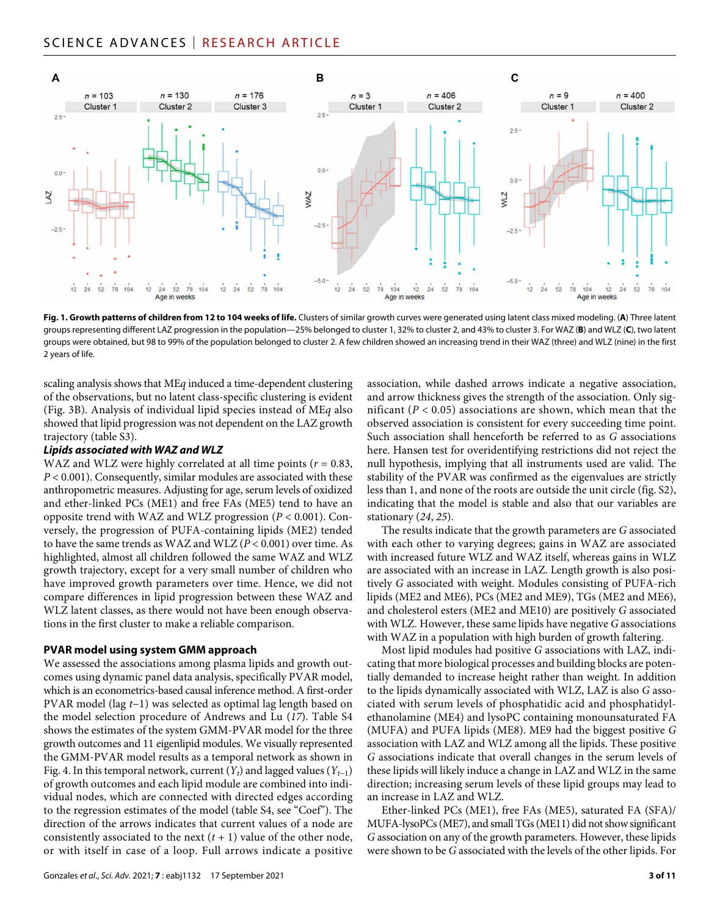**Fig. 1. Growth patterns of children from 12 to 104 weeks of life.** Clusters of similar growth curves were generated using latent class mixed modeling. (**A**) Three latent groups representing different LAZ progression in the population—25% belonged to cluster 1, 32% to cluster 2, and 43% to cluster 3. For WAZ (**B**) and WLZ (**C**), two latent groups were obtained, but 98 to 99% of the population belonged to cluster 2. A few children showed an increasing trend in their WAZ (three) and WLZ (nine) in the first 2 years of life.

scaling analysis shows that ME*q* induced a time-dependent clustering of the observations, but no latent class-specific clustering is evident (Fig. 3B). Analysis of individual lipid species instead of ME*q* also showed that lipid progression was not dependent on the LAZ growth trajectory (table S3).

### *Lipids associated with WAZ and WLZ*

WAZ and WLZ were highly correlated at all time points ($r = 0.83$, $P < 0.001$). Consequently, similar modules are associated with these anthropometric measures. Adjusting for age, serum levels of oxidized and ether-linked PCs (ME1) and free FAs (ME5) tend to have an opposite trend with WAZ and WLZ progression ($P < 0.001$). Conversely, the progression of PUFA-containing lipids (ME2) tended to have the same trends as WAZ and WLZ ($P < 0.001$) over time. As highlighted, almost all children followed the same WAZ and WLZ growth trajectory, except for a very small number of children who have improved growth parameters over time. Hence, we did not compare differences in lipid progression between these WAZ and WLZ latent classes, as there would not have been enough observations in the first cluster to make a reliable comparison.

## PVAR model using system GMM approach

We assessed the associations among plasma lipids and growth outcomes using dynamic panel data analysis, specifically PVAR model, which is an econometrics-based causal inference method. A first-order PVAR model (lag $t-1$) was selected as optimal lag length based on the model selection procedure of Andrews and Lu (*17*). Table S4 shows the estimates of the system GMM-PVAR model for the three growth outcomes and 11 eigenlipid modules. We visually represented the GMM-PVAR model results as a temporal network as shown in Fig. 4. In this temporal network, current ($Y_t$) and lagged values ($Y_{t-1}$) of growth outcomes and each lipid module are combined into individual nodes, which are connected with directed edges according to the regression estimates of the model (table S4, see "Coef"). The direction of the arrows indicates that current values of a node are consistently associated to the next ($t + 1$) value of the other node, or with itself in case of a loop. Full arrows indicate a positive association, while dashed arrows indicate a negative association, and arrow thickness gives the strength of the association. Only significant ($P < 0.05$) associations are shown, which mean that the observed association is consistent for every succeeding time point. Such association shall henceforth be referred to as *G* associations here. Hansen test for overidentifying restrictions did not reject the null hypothesis, implying that all instruments used are valid. The stability of the PVAR was confirmed as the eigenvalues are strictly less than 1, and none of the roots are outside the unit circle (fig. S2), indicating that the model is stable and also that our variables are stationary (*24*, *25*).

The results indicate that the growth parameters are *G* associated with each other to varying degrees; gains in WAZ are associated with increased future WLZ and WAZ itself, whereas gains in WLZ are associated with an increase in LAZ. Length growth is also positively *G* associated with weight. Modules consisting of PUFA-rich lipids (ME2 and ME6), PCs (ME2 and ME9), TGs (ME2 and ME6), and cholesterol esters (ME2 and ME10) are positively *G* associated with WLZ. However, these same lipids have negative *G* associations with WAZ in a population with high burden of growth faltering.

Most lipid modules had positive *G* associations with LAZ, indicating that more biological processes and building blocks are potentially demanded to increase height rather than weight. In addition to the lipids dynamically associated with WLZ, LAZ is also *G* associated with serum levels of phosphatidic acid and phosphatidylethanolamine (ME4) and lysoPC containing monounsaturated FA (MUFA) and PUFA lipids (ME8). ME9 had the biggest positive *G* association with LAZ and WLZ among all the lipids. These positive *G* associations indicate that overall changes in the serum levels of these lipids will likely induce a change in LAZ and WLZ in the same direction; increasing serum levels of these lipid groups may lead to an increase in LAZ and WLZ.

Ether-linked PCs (ME1), free FAs (ME5), saturated FA (SFA)/MUFA-lysoPCs (ME7), and small TGs (ME11) did not show significant *G* association on any of the growth parameters. However, these lipids were shown to be *G* associated with the levels of the other lipids. For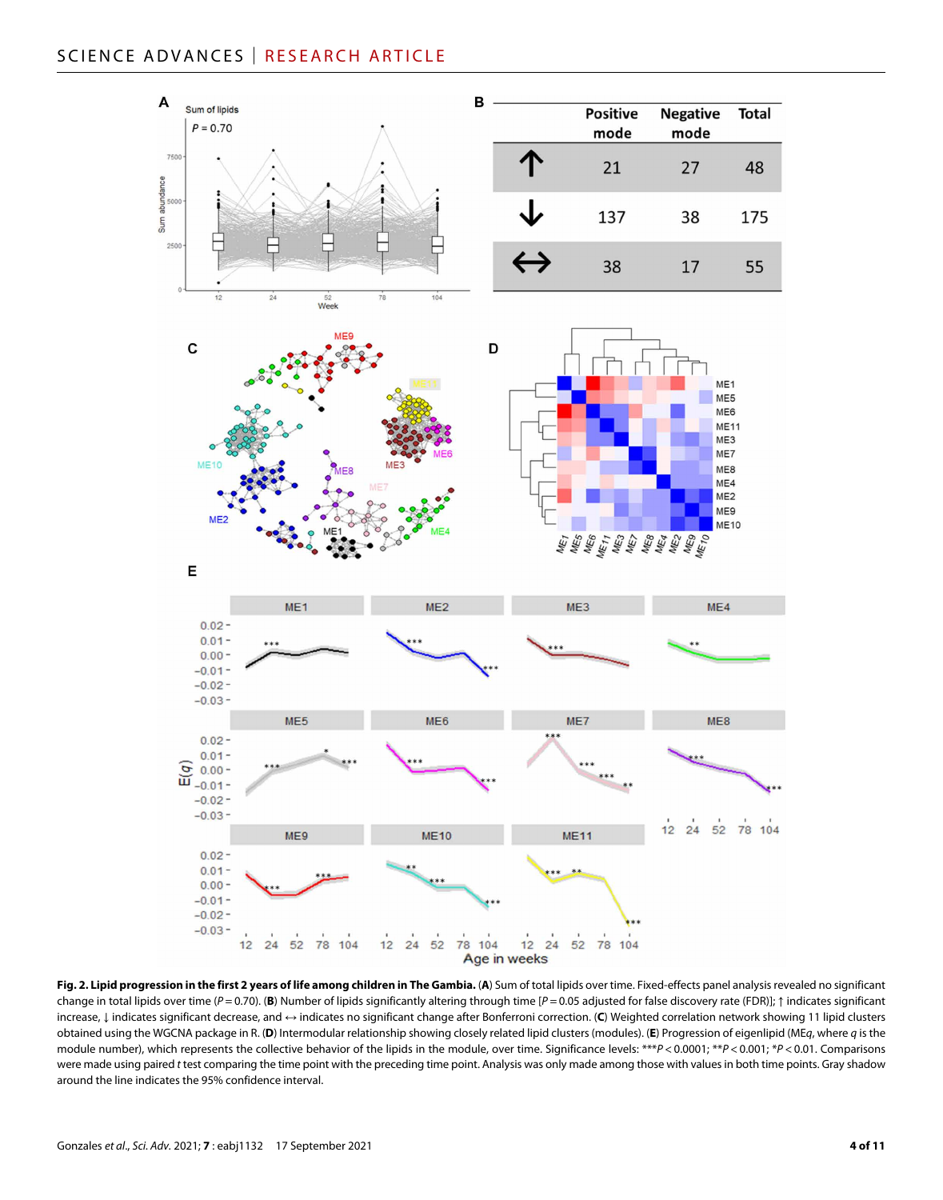| | Positive mode | Negative mode | Total |
|---|---|---|---|
| ↑ | 21 | 27 | 48 |
| ↓ | 137 | 38 | 175 |
| ↔ | 38 | 17 | 55 |

**Fig. 2. Lipid progression in the first 2 years of life among children in The Gambia.** (**A**) Sum of total lipids over time. Fixed-effects panel analysis revealed no significant change in total lipids over time ($P = 0.70$). (**B**) Number of lipids significantly altering through time [$P = 0.05$ adjusted for false discovery rate (FDR)]; ↑ indicates significant increase, ↓ indicates significant decrease, and ↔ indicates no significant change after Bonferroni correction. (**C**) Weighted correlation network showing 11 lipid clusters obtained using the WGCNA package in R. (**D**) Intermodular relationship showing closely related lipid clusters (modules). (**E**) Progression of eigenlipid (ME*q*, where *q* is the module number), which represents the collective behavior of the lipids in the module, over time. Significance levels: ***$P < 0.0001$; **$P < 0.001$; *$P < 0.01$. Comparisons were made using paired *t* test comparing the time point with the preceding time point. Analysis was only made among those with values in both time points. Gray shadow around the line indicates the 95% confidence interval.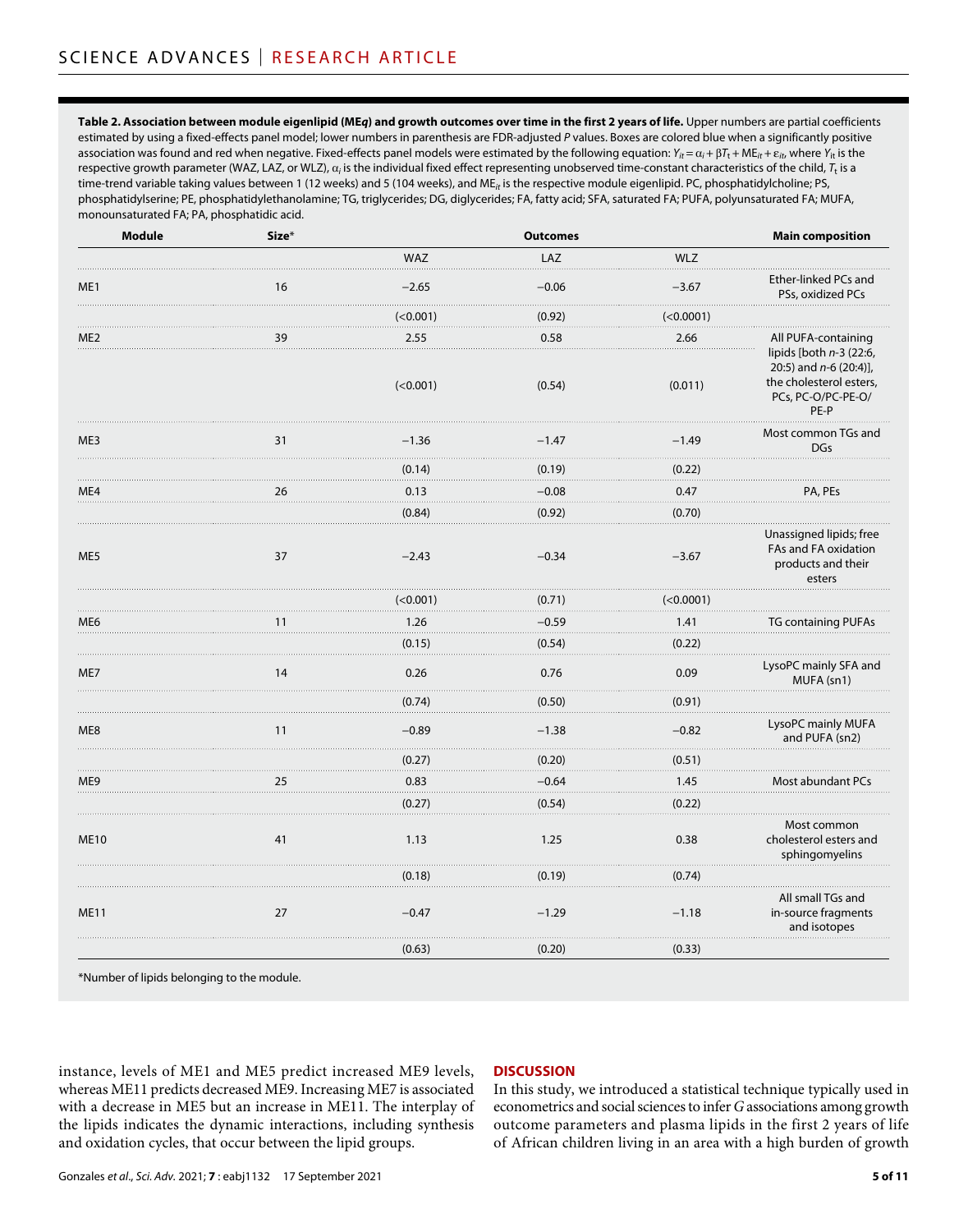**Table 2. Association between module eigenlipid (ME*q*) and growth outcomes over time in the first 2 years of life.** Upper numbers are partial coefficients estimated by using a fixed-effects panel model; lower numbers in parenthesis are FDR-adjusted *P* values. Boxes are colored blue when a significantly positive association was found and red when negative. Fixed-effects panel models were estimated by the following equation: $Y_{it} = \alpha_i + \beta T_t + ME_{it} + \varepsilon_{it}$, where $Y_{it}$ is the respective growth parameter (WAZ, LAZ, or WLZ), $\alpha_i$ is the individual fixed effect representing unobserved time-constant characteristics of the child, $T_t$ is a time-trend variable taking values between 1 (12 weeks) and 5 (104 weeks), and $ME_{it}$ is the respective module eigenlipid. PC, phosphatidylcholine; PS, phosphatidylserine; PE, phosphatidylethanolamine; TG, triglycerides; DG, diglycerides; FA, fatty acid; SFA, saturated FA; PUFA, polyunsaturated FA; MUFA, monounsaturated FA; PA, phosphatidic acid.

| Module | Size* | Outcomes | | | Main composition |
|---|---|---|---|---|---|
| | | WAZ | LAZ | WLZ | |
| ME1 | 16 | −2.65 | −0.06 | −3.67 | Ether-linked PCs and PSs, oxidized PCs |
| | | (<0.001) | (0.92) | (<0.0001) | |
| ME2 | 39 | 2.55 | 0.58 | 2.66 | All PUFA-containing lipids [both *n*-3 (22:6, 20:5) and *n*-6 (20:4)], the cholesterol esters, PCs, PC-O/PC-PE-O/PE-P |
| | | (<0.001) | (0.54) | (0.011) | |
| ME3 | 31 | −1.36 | −1.47 | −1.49 | Most common TGs and DGs |
| | | (0.14) | (0.19) | (0.22) | |
| ME4 | 26 | 0.13 | −0.08 | 0.47 | PA, PEs |
| | | (0.84) | (0.92) | (0.70) | |
| ME5 | 37 | −2.43 | −0.34 | −3.67 | Unassigned lipids; free FAs and FA oxidation products and their esters |
| | | (<0.001) | (0.71) | (<0.0001) | |
| ME6 | 11 | 1.26 | −0.59 | 1.41 | TG containing PUFAs |
| | | (0.15) | (0.54) | (0.22) | |
| ME7 | 14 | 0.26 | 0.76 | 0.09 | LysoPC mainly SFA and MUFA (sn1) |
| | | (0.74) | (0.50) | (0.91) | |
| ME8 | 11 | −0.89 | −1.38 | −0.82 | LysoPC mainly MUFA and PUFA (sn2) |
| | | (0.27) | (0.20) | (0.51) | |
| ME9 | 25 | 0.83 | −0.64 | 1.45 | Most abundant PCs |
| | | (0.27) | (0.54) | (0.22) | |
| ME10 | 41 | 1.13 | 1.25 | 0.38 | Most common cholesterol esters and sphingomyelins |
| | | (0.18) | (0.19) | (0.74) | |
| ME11 | 27 | −0.47 | −1.29 | −1.18 | All small TGs and in-source fragments and isotopes |
| | | (0.63) | (0.20) | (0.33) | |

*Number of lipids belonging to the module.

instance, levels of ME1 and ME5 predict increased ME9 levels, whereas ME11 predicts decreased ME9. Increasing ME7 is associated with a decrease in ME5 but an increase in ME11. The interplay of the lipids indicates the dynamic interactions, including synthesis and oxidation cycles, that occur between the lipid groups.

## DISCUSSION

In this study, we introduced a statistical technique typically used in econometrics and social sciences to infer *G* associations among growth outcome parameters and plasma lipids in the first 2 years of life of African children living in an area with a high burden of growth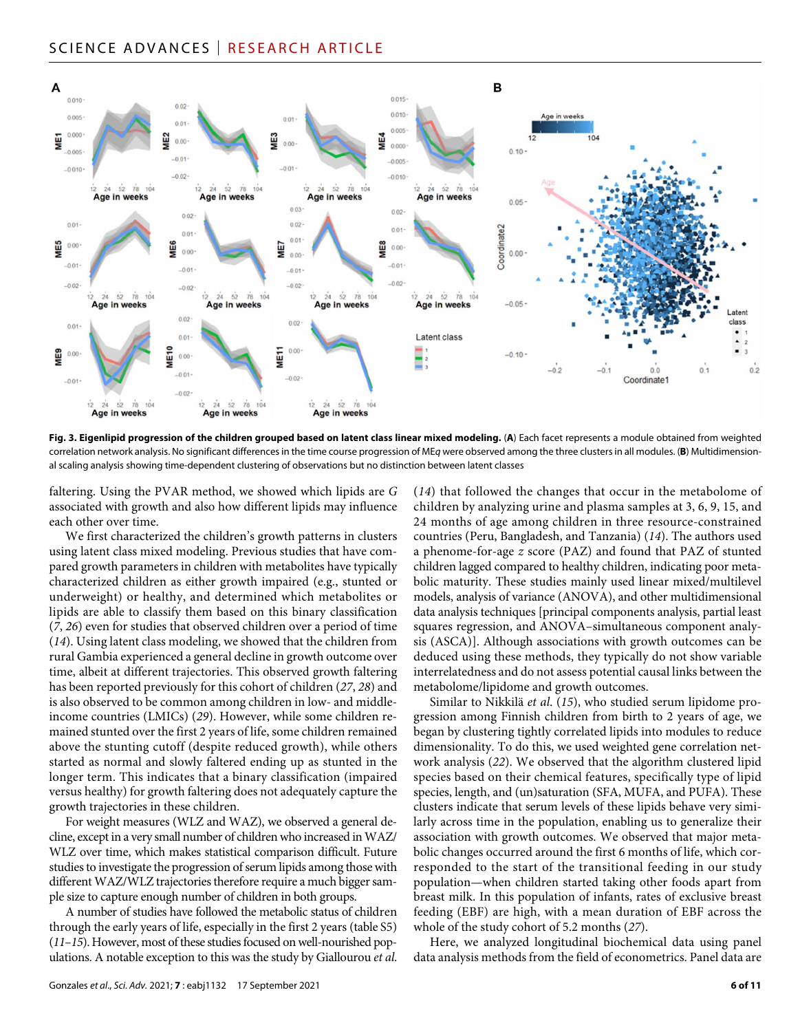**Fig. 3. Eigenlipid progression of the children grouped based on latent class linear mixed modeling.** (**A**) Each facet represents a module obtained from weighted correlation network analysis. No significant differences in the time course progression of ME*q* were observed among the three clusters in all modules. (**B**) Multidimensional scaling analysis showing time-dependent clustering of observations but no distinction between latent classes

faltering. Using the PVAR method, we showed which lipids are *G* associated with growth and also how different lipids may influence each other over time.

We first characterized the children's growth patterns in clusters using latent class mixed modeling. Previous studies that have compared growth parameters in children with metabolites have typically characterized children as either growth impaired (e.g., stunted or underweight) or healthy, and determined which metabolites or lipids are able to classify them based on this binary classification (*7*, *26*) even for studies that observed children over a period of time (*14*). Using latent class modeling, we showed that the children from rural Gambia experienced a general decline in growth outcome over time, albeit at different trajectories. This observed growth faltering has been reported previously for this cohort of children (*27*, *28*) and is also observed to be common among children in low- and middle-income countries (LMICs) (*29*). However, while some children remained stunted over the first 2 years of life, some children remained above the stunting cutoff (despite reduced growth), while others started as normal and slowly faltered ending up as stunted in the longer term. This indicates that a binary classification (impaired versus healthy) for growth faltering does not adequately capture the growth trajectories in these children.

For weight measures (WLZ and WAZ), we observed a general decline, except in a very small number of children who increased in WAZ/WLZ over time, which makes statistical comparison difficult. Future studies to investigate the progression of serum lipids among those with different WAZ/WLZ trajectories therefore require a much bigger sample size to capture enough number of children in both groups.

A number of studies have followed the metabolic status of children through the early years of life, especially in the first 2 years (table S5) (*11*–*15*). However, most of these studies focused on well-nourished populations. A notable exception to this was the study by Giallourou *et al.* (*14*) that followed the changes that occur in the metabolome of children by analyzing urine and plasma samples at 3, 6, 9, 15, and 24 months of age among children in three resource-constrained countries (Peru, Bangladesh, and Tanzania) (*14*). The authors used a phenome-for-age *z* score (PAZ) and found that PAZ of stunted children lagged compared to healthy children, indicating poor metabolic maturity. These studies mainly used linear mixed/multilevel models, analysis of variance (ANOVA), and other multidimensional data analysis techniques [principal components analysis, partial least squares regression, and ANOVA–simultaneous component analysis (ASCA)]. Although associations with growth outcomes can be deduced using these methods, they typically do not show variable interrelatedness and do not assess potential causal links between the metabolome/lipidome and growth outcomes.

Similar to Nikkilä *et al.* (*15*), who studied serum lipidome progression among Finnish children from birth to 2 years of age, we began by clustering tightly correlated lipids into modules to reduce dimensionality. To do this, we used weighted gene correlation network analysis (*22*). We observed that the algorithm clustered lipid species based on their chemical features, specifically type of lipid species, length, and (un)saturation (SFA, MUFA, and PUFA). These clusters indicate that serum levels of these lipids behave very similarly across time in the population, enabling us to generalize their association with growth outcomes. We observed that major metabolic changes occurred around the first 6 months of life, which corresponded to the start of the transitional feeding in our study population—when children started taking other foods apart from breast milk. In this population of infants, rates of exclusive breast feeding (EBF) are high, with a mean duration of EBF across the whole of the study cohort of 5.2 months (*27*).

Here, we analyzed longitudinal biochemical data using panel data analysis methods from the field of econometrics. Panel data are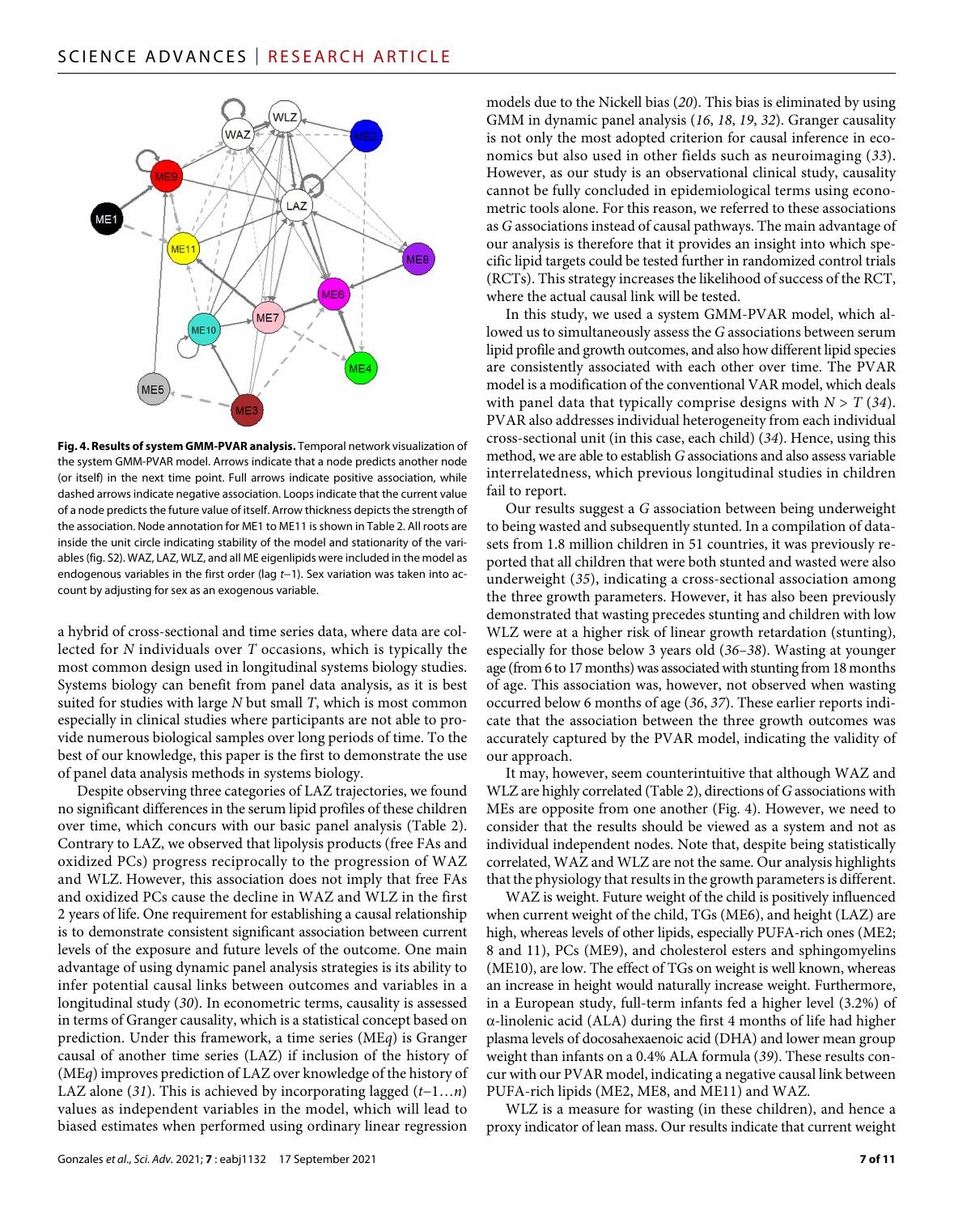**Fig. 4. Results of system GMM-PVAR analysis.** Temporal network visualization of the system GMM-PVAR model. Arrows indicate that a node predicts another node (or itself) in the next time point. Full arrows indicate positive association, while dashed arrows indicate negative association. Loops indicate that the current value of a node predicts the future value of itself. Arrow thickness depicts the strength of the association. Node annotation for ME1 to ME11 is shown in Table 2. All roots are inside the unit circle indicating stability of the model and stationarity of the variables (fig. S2). WAZ, LAZ, WLZ, and all ME eigenlipids were included in the model as endogenous variables in the first order (lag $t$–1). Sex variation was taken into account by adjusting for sex as an exogenous variable.

a hybrid of cross-sectional and time series data, where data are collected for $N$ individuals over $T$ occasions, which is typically the most common design used in longitudinal systems biology studies. Systems biology can benefit from panel data analysis, as it is best suited for studies with large $N$ but small $T$, which is most common especially in clinical studies where participants are not able to provide numerous biological samples over long periods of time. To the best of our knowledge, this paper is the first to demonstrate the use of panel data analysis methods in systems biology.

Despite observing three categories of LAZ trajectories, we found no significant differences in the serum lipid profiles of these children over time, which concurs with our basic panel analysis (Table 2). Contrary to LAZ, we observed that lipolysis products (free FAs and oxidized PCs) progress reciprocally to the progression of WAZ and WLZ. However, this association does not imply that free FAs and oxidized PCs cause the decline in WAZ and WLZ in the first 2 years of life. One requirement for establishing a causal relationship is to demonstrate consistent significant association between current levels of the exposure and future levels of the outcome. One main advantage of using dynamic panel analysis strategies is its ability to infer potential causal links between outcomes and variables in a longitudinal study (*30*). In econometric terms, causality is assessed in terms of Granger causality, which is a statistical concept based on prediction. Under this framework, a time series (ME$q$) is Granger causal of another time series (LAZ) if inclusion of the history of (ME$q$) improves prediction of LAZ over knowledge of the history of LAZ alone (*31*). This is achieved by incorporating lagged ($t$–1…$n$) values as independent variables in the model, which will lead to biased estimates when performed using ordinary linear regression models due to the Nickell bias (*20*). This bias is eliminated by using GMM in dynamic panel analysis (*16*, *18*, *19*, *32*). Granger causality is not only the most adopted criterion for causal inference in economics but also used in other fields such as neuroimaging (*33*). However, as our study is an observational clinical study, causality cannot be fully concluded in epidemiological terms using econometric tools alone. For this reason, we referred to these associations as *G* associations instead of causal pathways. The main advantage of our analysis is therefore that it provides an insight into which specific lipid targets could be tested further in randomized control trials (RCTs). This strategy increases the likelihood of success of the RCT, where the actual causal link will be tested.

In this study, we used a system GMM-PVAR model, which allowed us to simultaneously assess the *G* associations between serum lipid profile and growth outcomes, and also how different lipid species are consistently associated with each other over time. The PVAR model is a modification of the conventional VAR model, which deals with panel data that typically comprise designs with $N > T$ (*34*). PVAR also addresses individual heterogeneity from each individual cross-sectional unit (in this case, each child) (*34*). Hence, using this method, we are able to establish *G* associations and also assess variable interrelatedness, which previous longitudinal studies in children fail to report.

Our results suggest a *G* association between being underweight to being wasted and subsequently stunted. In a compilation of datasets from 1.8 million children in 51 countries, it was previously reported that all children that were both stunted and wasted were also underweight (*35*), indicating a cross-sectional association among the three growth parameters. However, it has also been previously demonstrated that wasting precedes stunting and children with low WLZ were at a higher risk of linear growth retardation (stunting), especially for those below 3 years old (*36*–*38*). Wasting at younger age (from 6 to 17 months) was associated with stunting from 18 months of age. This association was, however, not observed when wasting occurred below 6 months of age (*36*, *37*). These earlier reports indicate that the association between the three growth outcomes was accurately captured by the PVAR model, indicating the validity of our approach.

It may, however, seem counterintuitive that although WAZ and WLZ are highly correlated (Table 2), directions of *G* associations with MEs are opposite from one another (Fig. 4). However, we need to consider that the results should be viewed as a system and not as individual independent nodes. Note that, despite being statistically correlated, WAZ and WLZ are not the same. Our analysis highlights that the physiology that results in the growth parameters is different.

WAZ is weight. Future weight of the child is positively influenced when current weight of the child, TGs (ME6), and height (LAZ) are high, whereas levels of other lipids, especially PUFA-rich ones (ME2; 8 and 11), PCs (ME9), and cholesterol esters and sphingomyelins (ME10), are low. The effect of TGs on weight is well known, whereas an increase in height would naturally increase weight. Furthermore, in a European study, full-term infants fed a higher level (3.2%) of α-linolenic acid (ALA) during the first 4 months of life had higher plasma levels of docosahexaenoic acid (DHA) and lower mean group weight than infants on a 0.4% ALA formula (*39*). These results concur with our PVAR model, indicating a negative causal link between PUFA-rich lipids (ME2, ME8, and ME11) and WAZ.

WLZ is a measure for wasting (in these children), and hence a proxy indicator of lean mass. Our results indicate that current weight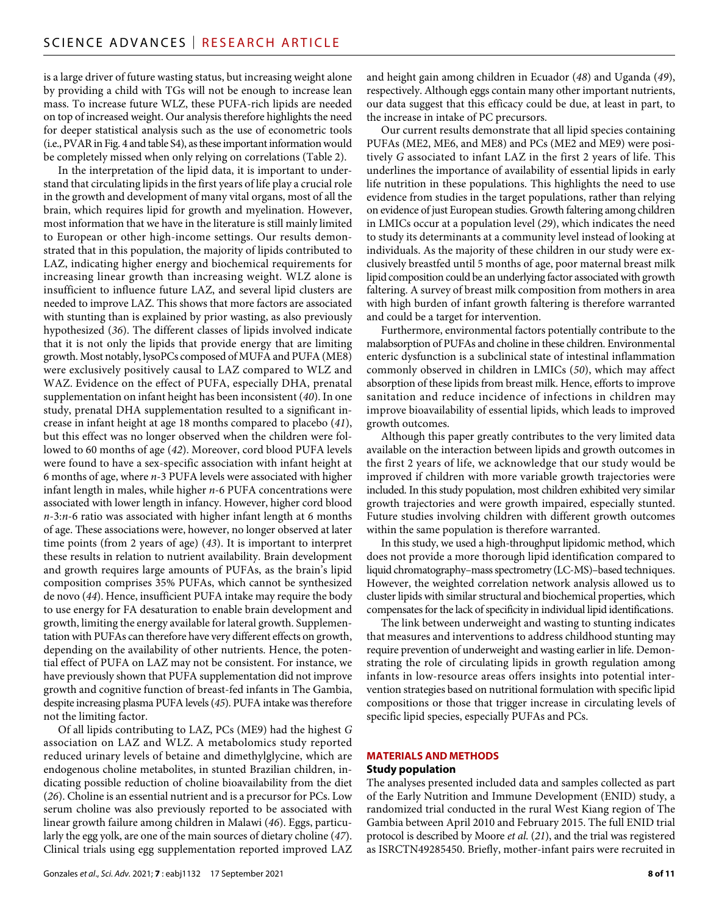is a large driver of future wasting status, but increasing weight alone by providing a child with TGs will not be enough to increase lean mass. To increase future WLZ, these PUFA-rich lipids are needed on top of increased weight. Our analysis therefore highlights the need for deeper statistical analysis such as the use of econometric tools (i.e., PVAR in Fig. 4 and table S4), as these important information would be completely missed when only relying on correlations (Table 2).

In the interpretation of the lipid data, it is important to understand that circulating lipids in the first years of life play a crucial role in the growth and development of many vital organs, most of all the brain, which requires lipid for growth and myelination. However, most information that we have in the literature is still mainly limited to European or other high-income settings. Our results demonstrated that in this population, the majority of lipids contributed to LAZ, indicating higher energy and biochemical requirements for increasing linear growth than increasing weight. WLZ alone is insufficient to influence future LAZ, and several lipid clusters are needed to improve LAZ. This shows that more factors are associated with stunting than is explained by prior wasting, as also previously hypothesized (*36*). The different classes of lipids involved indicate that it is not only the lipids that provide energy that are limiting growth. Most notably, lysoPCs composed of MUFA and PUFA (ME8) were exclusively positively causal to LAZ compared to WLZ and WAZ. Evidence on the effect of PUFA, especially DHA, prenatal supplementation on infant height has been inconsistent (*40*). In one study, prenatal DHA supplementation resulted to a significant increase in infant height at age 18 months compared to placebo (*41*), but this effect was no longer observed when the children were followed to 60 months of age (*42*). Moreover, cord blood PUFA levels were found to have a sex-specific association with infant height at 6 months of age, where *n*-3 PUFA levels were associated with higher infant length in males, while higher *n*-6 PUFA concentrations were associated with lower length in infancy. However, higher cord blood *n*-3:*n*-6 ratio was associated with higher infant length at 6 months of age. These associations were, however, no longer observed at later time points (from 2 years of age) (*43*). It is important to interpret these results in relation to nutrient availability. Brain development and growth requires large amounts of PUFAs, as the brain's lipid composition comprises 35% PUFAs, which cannot be synthesized de novo (*44*). Hence, insufficient PUFA intake may require the body to use energy for FA desaturation to enable brain development and growth, limiting the energy available for lateral growth. Supplementation with PUFAs can therefore have very different effects on growth, depending on the availability of other nutrients. Hence, the potential effect of PUFA on LAZ may not be consistent. For instance, we have previously shown that PUFA supplementation did not improve growth and cognitive function of breast-fed infants in The Gambia, despite increasing plasma PUFA levels (*45*). PUFA intake was therefore not the limiting factor.

Of all lipids contributing to LAZ, PCs (ME9) had the highest *G* association on LAZ and WLZ. A metabolomics study reported reduced urinary levels of betaine and dimethylglycine, which are endogenous choline metabolites, in stunted Brazilian children, indicating possible reduction of choline bioavailability from the diet (*26*). Choline is an essential nutrient and is a precursor for PCs. Low serum choline was also previously reported to be associated with linear growth failure among children in Malawi (*46*). Eggs, particularly the egg yolk, are one of the main sources of dietary choline (*47*). Clinical trials using egg supplementation reported improved LAZ and height gain among children in Ecuador (*48*) and Uganda (*49*), respectively. Although eggs contain many other important nutrients, our data suggest that this efficacy could be due, at least in part, to the increase in intake of PC precursors.

Our current results demonstrate that all lipid species containing PUFAs (ME2, ME6, and ME8) and PCs (ME2 and ME9) were positively *G* associated to infant LAZ in the first 2 years of life. This underlines the importance of availability of essential lipids in early life nutrition in these populations. This highlights the need to use evidence from studies in the target populations, rather than relying on evidence of just European studies. Growth faltering among children in LMICs occur at a population level (*29*), which indicates the need to study its determinants at a community level instead of looking at individuals. As the majority of these children in our study were exclusively breastfed until 5 months of age, poor maternal breast milk lipid composition could be an underlying factor associated with growth faltering. A survey of breast milk composition from mothers in area with high burden of infant growth faltering is therefore warranted and could be a target for intervention.

Furthermore, environmental factors potentially contribute to the malabsorption of PUFAs and choline in these children. Environmental enteric dysfunction is a subclinical state of intestinal inflammation commonly observed in children in LMICs (*50*), which may affect absorption of these lipids from breast milk. Hence, efforts to improve sanitation and reduce incidence of infections in children may improve bioavailability of essential lipids, which leads to improved growth outcomes.

Although this paper greatly contributes to the very limited data available on the interaction between lipids and growth outcomes in the first 2 years of life, we acknowledge that our study would be improved if children with more variable growth trajectories were included. In this study population, most children exhibited very similar growth trajectories and were growth impaired, especially stunted. Future studies involving children with different growth outcomes within the same population is therefore warranted.

In this study, we used a high-throughput lipidomic method, which does not provide a more thorough lipid identification compared to liquid chromatography–mass spectrometry (LC-MS)–based techniques. However, the weighted correlation network analysis allowed us to cluster lipids with similar structural and biochemical properties, which compensates for the lack of specificity in individual lipid identifications.

The link between underweight and wasting to stunting indicates that measures and interventions to address childhood stunting may require prevention of underweight and wasting earlier in life. Demonstrating the role of circulating lipids in growth regulation among infants in low-resource areas offers insights into potential intervention strategies based on nutritional formulation with specific lipid compositions or those that trigger increase in circulating levels of specific lipid species, especially PUFAs and PCs.

## MATERIALS AND METHODS

### Study population

The analyses presented included data and samples collected as part of the Early Nutrition and Immune Development (ENID) study, a randomized trial conducted in the rural West Kiang region of The Gambia between April 2010 and February 2015. The full ENID trial protocol is described by Moore *et al.* (*21*), and the trial was registered as ISRCTN49285450. Briefly, mother-infant pairs were recruited in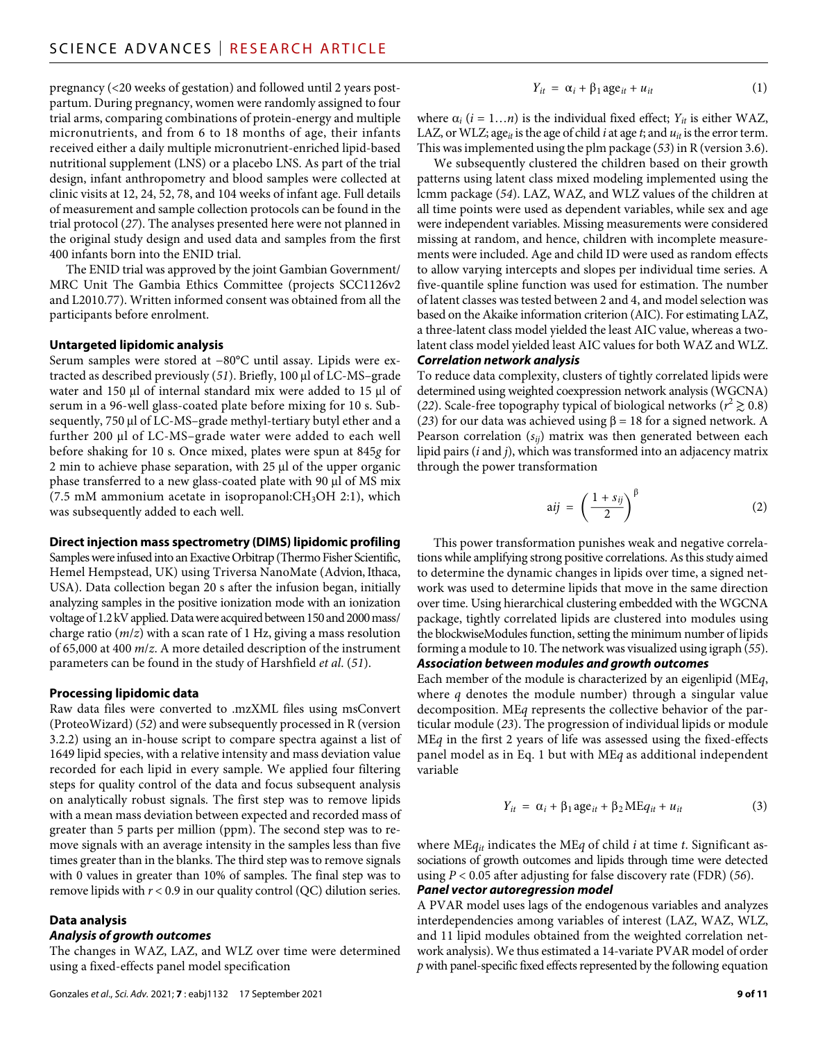pregnancy (<20 weeks of gestation) and followed until 2 years postpartum. During pregnancy, women were randomly assigned to four trial arms, comparing combinations of protein-energy and multiple micronutrients, and from 6 to 18 months of age, their infants received either a daily multiple micronutrient-enriched lipid-based nutritional supplement (LNS) or a placebo LNS. As part of the trial design, infant anthropometry and blood samples were collected at clinic visits at 12, 24, 52, 78, and 104 weeks of infant age. Full details of measurement and sample collection protocols can be found in the trial protocol (27). The analyses presented here were not planned in the original study design and used data and samples from the first 400 infants born into the ENID trial.

The ENID trial was approved by the joint Gambian Government/MRC Unit The Gambia Ethics Committee (projects SCC1126v2 and L2010.77). Written informed consent was obtained from all the participants before enrolment.

### Untargeted lipidomic analysis

Serum samples were stored at −80°C until assay. Lipids were extracted as described previously (51). Briefly, 100 μl of LC-MS–grade water and 150 μl of internal standard mix were added to 15 μl of serum in a 96-well glass-coated plate before mixing for 10 s. Subsequently, 750 μl of LC-MS–grade methyl-tertiary butyl ether and a further 200 μl of LC-MS–grade water were added to each well before shaking for 10 s. Once mixed, plates were spun at 845*g* for 2 min to achieve phase separation, with 25 μl of the upper organic phase transferred to a new glass-coated plate with 90 μl of MS mix (7.5 mM ammonium acetate in isopropanol:$CH_3OH$ 2:1), which was subsequently added to each well.

### Direct injection mass spectrometry (DIMS) lipidomic profiling

Samples were infused into an Exactive Orbitrap (Thermo Fisher Scientific, Hemel Hempstead, UK) using Triversa NanoMate (Advion, Ithaca, USA). Data collection began 20 s after the infusion began, initially analyzing samples in the positive ionization mode with an ionization voltage of 1.2 kV applied. Data were acquired between 150 and 2000 mass/charge ratio ($m/z$) with a scan rate of 1 Hz, giving a mass resolution of 65,000 at 400 $m/z$. A more detailed description of the instrument parameters can be found in the study of Harshfield *et al*. (51).

### Processing lipidomic data

Raw data files were converted to .mzXML files using msConvert (ProteoWizard) (52) and were subsequently processed in R (version 3.2.2) using an in-house script to compare spectra against a list of 1649 lipid species, with a relative intensity and mass deviation value recorded for each lipid in every sample. We applied four filtering steps for quality control of the data and focus subsequent analysis on analytically robust signals. The first step was to remove lipids with a mean mass deviation between expected and recorded mass of greater than 5 parts per million (ppm). The second step was to remove signals with an average intensity in the samples less than five times greater than in the blanks. The third step was to remove signals with 0 values in greater than 10% of samples. The final step was to remove lipids with $r < 0.9$ in our quality control (QC) dilution series.

### Data analysis

#### *Analysis of growth outcomes*

The changes in WAZ, LAZ, and WLZ over time were determined using a fixed-effects panel model specification

$$Y_{it} = \alpha_i + \beta_1 \text{age}_{it} + u_{it} \tag{1}$$

where $\alpha_i$ ($i = 1\ldots n$) is the individual fixed effect; $Y_{it}$ is either WAZ, LAZ, or WLZ; $\text{age}_{it}$ is the age of child $i$ at age $t$; and $u_{it}$ is the error term. This was implemented using the plm package (53) in R (version 3.6).

We subsequently clustered the children based on their growth patterns using latent class mixed modeling implemented using the lcmm package (54). LAZ, WAZ, and WLZ values of the children at all time points were used as dependent variables, while sex and age were independent variables. Missing measurements were considered missing at random, and hence, children with incomplete measurements were included. Age and child ID were used as random effects to allow varying intercepts and slopes per individual time series. A five-quantile spline function was used for estimation. The number of latent classes was tested between 2 and 4, and model selection was based on the Akaike information criterion (AIC). For estimating LAZ, a three-latent class model yielded the least AIC value, whereas a two-latent class model yielded least AIC values for both WAZ and WLZ.

#### *Correlation network analysis*

To reduce data complexity, clusters of tightly correlated lipids were determined using weighted coexpression network analysis (WGCNA) (22). Scale-free topography typical of biological networks ($r^2 \gtrsim 0.8$) (23) for our data was achieved using $\beta = 18$ for a signed network. A Pearson correlation ($s_{ij}$) matrix was then generated between each lipid pairs ($i$ and $j$), which was transformed into an adjacency matrix through the power transformation

$$aij = \left(\frac{1 + s_{ij}}{2}\right)^{\beta} \tag{2}$$

This power transformation punishes weak and negative correlations while amplifying strong positive correlations. As this study aimed to determine the dynamic changes in lipids over time, a signed network was used to determine lipids that move in the same direction over time. Using hierarchical clustering embedded with the WGCNA package, tightly correlated lipids are clustered into modules using the blockwiseModules function, setting the minimum number of lipids forming a module to 10. The network was visualized using igraph (55).

#### *Association between modules and growth outcomes*

Each member of the module is characterized by an eigenlipid (ME$q$, where $q$ denotes the module number) through a singular value decomposition. ME$q$ represents the collective behavior of the particular module (23). The progression of individual lipids or module ME$q$ in the first 2 years of life was assessed using the fixed-effects panel model as in Eq. 1 but with ME$q$ as additional independent variable

$$Y_{it} = \alpha_i + \beta_1 \text{age}_{it} + \beta_2 \text{ME}q_{it} + u_{it} \tag{3}$$

where $\text{ME}q_{it}$ indicates the ME$q$ of child $i$ at time $t$. Significant associations of growth outcomes and lipids through time were detected using $P < 0.05$ after adjusting for false discovery rate (FDR) (56).

#### *Panel vector autoregression model*

A PVAR model uses lags of the endogenous variables and analyzes interdependencies among variables of interest (LAZ, WAZ, WLZ, and 11 lipid modules obtained from the weighted correlation network analysis). We thus estimated a 14-variate PVAR model of order $p$ with panel-specific fixed effects represented by the following equation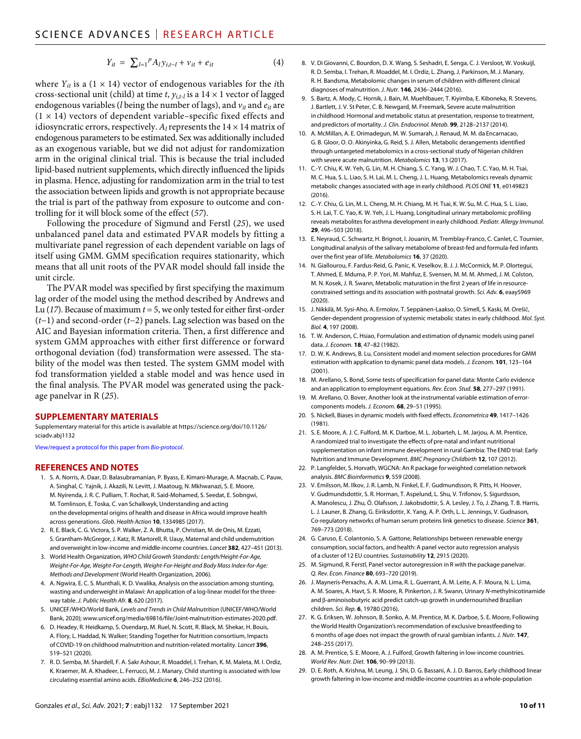$$Y_{it} = \sum_{l=1}^{p} A_l y_{i,t-l} + v_{it} + e_{it} \quad (4)$$

where $Y_{it}$ is a $(1 \times 14)$ vector of endogenous variables for the $i$th cross-sectional unit (child) at time $t$, $y_{i,t-l}$ is a $14 \times 1$ vector of lagged endogenous variables ($l$ being the number of lags), and $v_{it}$ and $e_{it}$ are $(1 \times 14)$ vectors of dependent variable–specific fixed effects and idiosyncratic errors, respectively. $A_l$ represents the $14 \times 14$ matrix of endogenous parameters to be estimated. Sex was additionally included as an exogenous variable, but we did not adjust for randomization arm in the original clinical trial. This is because the trial included lipid-based nutrient supplements, which directly influenced the lipids in plasma. Hence, adjusting for randomization arm in the trial to test the association between lipids and growth is not appropriate because the trial is part of the pathway from exposure to outcome and controlling for it will block some of the effect (*57*).

Following the procedure of Sigmund and Ferstl (*25*), we used unbalanced panel data and estimated PVAR models by fitting a multivariate panel regression of each dependent variable on lags of itself using GMM. GMM specification requires stationarity, which means that all unit roots of the PVAR model should fall inside the unit circle.

The PVAR model was specified by first specifying the maximum lag order of the model using the method described by Andrews and Lu (*17*). Because of maximum $t = 5$, we only tested for either first-order ($t$–1) and second-order ($t$–2) panels. Lag selection was based on the AIC and Bayesian information criteria. Then, a first difference and system GMM approaches with either first difference or forward orthogonal deviation (fod) transformation were assessed. The stability of the model was then tested. The system GMM model with fod transformation yielded a stable model and was hence used in the final analysis. The PVAR model was generated using the package panelvar in R (*25*).

## SUPPLEMENTARY MATERIALS

Supplementary material for this article is available at https://science.org/doi/10.1126/sciadv.abj1132

View/request a protocol for this paper from *Bio-protocol*.

## REFERENCES AND NOTES

1. S. A. Norris, A. Daar, D. Balasubramanian, P. Byass, E. Kimani-Murage, A. Macnab, C. Pauw, C. Singhal, C. Yajnik, J. Akazili, N. Levitt, J. Maatoug, N. Mkhwanazi, S. E. Moore, M. Nyirenda, J. R. C. Pulliam, T. Rochat, R. Said-Mohamed, S. Seedat, E. Sobngwi, M. Tomlinson, E. Toska, C. van Schalkwyk, Understanding and acting on the developmental origins of health and disease in Africa would improve health across generations. *Glob. Health Action* **10**, 1334985 (2017).
2. R. E. Black, C. G. Victora, S. P. Walker, Z. A. Bhutta, P. Christian, M. de Onis, M. Ezzati, S. Grantham-McGregor, J. Katz, R. Martorell, R. Uauy, Maternal and child undernutrition and overweight in low-income and middle-income countries. *Lancet* **382**, 427–451 (2013).
3. World Health Organization, *WHO Child Growth Standards: Length/Height-For-Age, Weight-For-Age, Weight-For-Length, Weight-For-Height and Body Mass Index-for-Age: Methods and Development* (World Health Organization, 2006).
4. A. Ngwira, E. C. S. Munthali, K. D. Vwalika, Analysis on the association among stunting, wasting and underweight in Malawi: An application of a log-linear model for the three-way table. *J. Public Health Afr.* **8**, 620 (2017).
5. UNICEF/WHO/World Bank, *Levels and Trends in Child Malnutrition* (UNICEF/WHO/World Bank, 2020); www.unicef.org/media/69816/file/Joint-malnutrition-estimates-2020.pdf.
6. D. Headey, R. Heidkamp, S. Osendarp, M. Ruel, N. Scott, R. Black, M. Shekar, H. Bouis, A. Flory, L. Haddad, N. Walker; Standing Together for Nutrition consortium, Impacts of COVID-19 on childhood malnutrition and nutrition-related mortality. *Lancet* **396**, 519–521 (2020).
7. R. D. Semba, M. Shardell, F. A. Sakr Ashour, R. Moaddel, I. Trehan, K. M. Maleta, M. I. Ordiz, K. Kraemer, M. A. Khadeer, L. Ferrucci, M. J. Manary, Child stunting is associated with low circulating essential amino acids. *EBioMedicine* **6**, 246–252 (2016).
8. V. Di Giovanni, C. Bourdon, D. X. Wang, S. Seshadri, E. Senga, C. J. Versloot, W. Voskuijl, R. D. Semba, I. Trehan, R. Moaddel, M. I. Ordiz, L. Zhang, J. Parkinson, M. J. Manary, R. H. Bandsma, Metabolomic changes in serum of children with different clinical diagnoses of malnutrition. *J. Nutr.* **146**, 2436–2444 (2016).
9. S. Bartz, A. Mody, C. Hornik, J. Bain, M. Muehlbauer, T. Kiyimba, E. Kiboneka, R. Stevens, J. Bartlett, J. V. St Peter, C. B. Newgard, M. Freemark, Severe acute malnutrition in childhood: Hormonal and metabolic status at presentation, response to treatment, and predictors of mortality. *J. Clin. Endocrinol. Metab.* **99**, 2128–2137 (2014).
10. A. McMillan, A. E. Orimadegun, M. W. Sumarah, J. Renaud, M. M. da Encarnacao, G. B. Gloor, O. O. Akinyinka, G. Reid, S. J. Allen, Metabolic derangements identified through untargeted metabolomics in a cross-sectional study of Nigerian children with severe acute malnutrition. *Metabolomics* **13**, 13 (2017).
11. C.-Y. Chiu, K. W. Yeh, G. Lin, M. H. Chiang, S. C. Yang, W. J. Chao, T. C. Yao, M. H. Tsai, M. C. Hua, S. L. Liao, S. H. Lai, M. L. Cheng, J. L. Huang, Metabolomics reveals dynamic metabolic changes associated with age in early childhood. *PLOS ONE* **11**, e0149823 (2016).
12. C.-Y. Chiu, G. Lin, M. L. Cheng, M. H. Chiang, M. H. Tsai, K. W. Su, M. C. Hua, S. L. Liao, S. H. Lai, T. C. Yao, K. W. Yeh, J. L. Huang, Longitudinal urinary metabolomic profiling reveals metabolites for asthma development in early childhood. *Pediatr. Allergy Immunol.* **29**, 496–503 (2018).
13. E. Neyraud, C. Schwartz, H. Brignot, I. Jouanin, M. Tremblay-Franco, C. Canlet, C. Tournier, Longitudinal analysis of the salivary metabolome of breast-fed and formula-fed infants over the first year of life. *Metabolomics* **16**, 37 (2020).
14. N. Giallourou, J. Fardus-Reid, G. Panic, K. Veselkov, B. J. J. McCormick, M. P. Olortegui, T. Ahmed, E. Mduma, P. P. Yori, M. Mahfuz, E. Svensen, M. M. M. Ahmed, J. M. Colston, M. N. Kosek, J. R. Swann, Metabolic maturation in the first 2 years of life in resource-constrained settings and its association with postnatal growth. *Sci. Adv.* **6**, eaay5969 (2020).
15. J. Nikkilä, M. Sysi-Aho, A. Ermolov, T. Seppänen-Laakso, O. Simell, S. Kaski, M. Orešič, Gender-dependent progression of systemic metabolic states in early childhood. *Mol. Syst. Biol.* **4**, 197 (2008).
16. T. W. Anderson, C. Hsiao, Formulation and estimation of dynamic models using panel data. *J. Econom.* **18**, 47–82 (1982).
17. D. W. K. Andrews, B. Lu, Consistent model and moment selection procedures for GMM estimation with application to dynamic panel data models. *J. Econom.* **101**, 123–164 (2001).
18. M. Arellano, S. Bond, Some tests of specification for panel data: Monte Carlo evidence and an application to employment equations. *Rev. Econ. Stud.* **58**, 277–297 (1991).
19. M. Arellano, O. Bover, Another look at the instrumental variable estimation of error-components models. *J. Econom.* **68**, 29–51 (1995).
20. S. Nickell, Biases in dynamic models with fixed effects. *Econometrica* **49**, 1417–1426 (1981).
21. S. E. Moore, A. J. C. Fulford, M. K. Darboe, M. L. Jobarteh, L. M. Jarjou, A. M. Prentice, A randomized trial to investigate the effects of pre-natal and infant nutritional supplementation on infant immune development in rural Gambia: The ENID trial: Early Nutrition and Immune Development. *BMC Pregnancy Childbirth* **12**, 107 (2012).
22. P. Langfelder, S. Horvath, WGCNA: An R package for weighted correlation network analysis. *BMC Bioinformatics* **9**, 559 (2008).
23. V. Emilsson, M. Ilkov, J. R. Lamb, N. Finkel, E. F. Gudmundsson, R. Pitts, H. Hoover, V. Gudmundsdottir, S. R. Horman, T. Aspelund, L. Shu, V. Trifonov, S. Sigurdsson, A. Manolescu, J. Zhu, Ö. Olafsson, J. Jakobsdottir, S. A. Lesley, J. To, J. Zhang, T. B. Harris, L. J. Launer, B. Zhang, G. Eiriksdottir, X. Yang, A. P. Orth, L. L. Jennings, V. Gudnason, Co-regulatory networks of human serum proteins link genetics to disease. *Science* **361**, 769–773 (2018).
24. G. Caruso, E. Colantonio, S. A. Gattone, Relationships between renewable energy consumption, social factors, and health: A panel vector auto regression analysis of a cluster of 12 EU countries. *Sustainability* **12**, 2915 (2020).
25. M. Sigmund, R. Ferstl, Panel vector autoregression in R with the package panelvar. *Q. Rev. Econ. Finance* **80**, 693–720 (2019).
26. J. Mayneris-Perxachs, A. A. M. Lima, R. L. Guerrant, Á. M. Leite, A. F. Moura, N. L. Lima, A. M. Soares, A. Havt, S. R. Moore, R. Pinkerton, J. R. Swann, Urinary *N*-methylnicotinamide and β-aminoisobutyric acid predict catch-up growth in undernourished Brazilian children. *Sci. Rep.* **6**, 19780 (2016).
27. K. G. Eriksen, W. Johnson, B. Sonko, A. M. Prentice, M. K. Darboe, S. E. Moore, Following the World Health Organization's recommendation of exclusive breastfeeding to 6 months of age does not impact the growth of rural gambian infants. *J. Nutr.* **147**, 248–255 (2017).
28. A. M. Prentice, S. E. Moore, A. J. Fulford, Growth faltering in low-income countries. *World Rev. Nutr. Diet.* **106**, 90–99 (2013).
29. D. E. Roth, A. Krishna, M. Leung, J. Shi, D. G. Bassani, A. J. D. Barros, Early childhood linear growth faltering in low-income and middle-income countries as a whole-population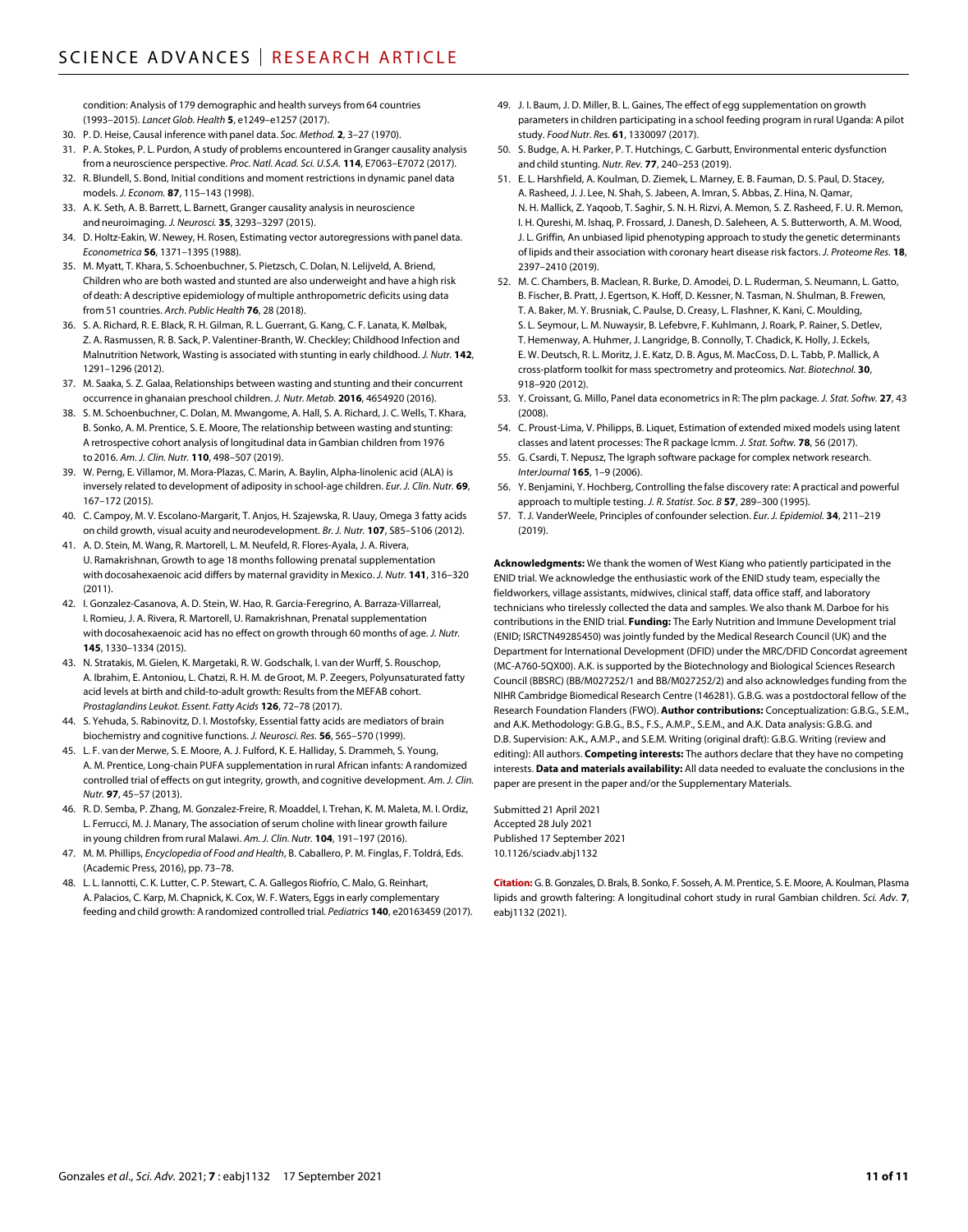condition: Analysis of 179 demographic and health surveys from 64 countries (1993–2015). *Lancet Glob. Health* **5**, e1249–e1257 (2017).

30. P. D. Heise, Causal inference with panel data. *Soc. Method.* **2**, 3–27 (1970).
31. P. A. Stokes, P. L. Purdon, A study of problems encountered in Granger causality analysis from a neuroscience perspective. *Proc. Natl. Acad. Sci. U.S.A.* **114**, E7063–E7072 (2017).
32. R. Blundell, S. Bond, Initial conditions and moment restrictions in dynamic panel data models. *J. Econom.* **87**, 115–143 (1998).
33. A. K. Seth, A. B. Barrett, L. Barnett, Granger causality analysis in neuroscience and neuroimaging. *J. Neurosci.* **35**, 3293–3297 (2015).
34. D. Holtz-Eakin, W. Newey, H. Rosen, Estimating vector autoregressions with panel data. *Econometrica* **56**, 1371–1395 (1988).
35. M. Myatt, T. Khara, S. Schoenbuchner, S. Pietzsch, C. Dolan, N. Lelijveld, A. Briend, Children who are both wasted and stunted are also underweight and have a high risk of death: A descriptive epidemiology of multiple anthropometric deficits using data from 51 countries. *Arch. Public Health* **76**, 28 (2018).
36. S. A. Richard, R. E. Black, R. H. Gilman, R. L. Guerrant, G. Kang, C. F. Lanata, K. Mølbak, Z. A. Rasmussen, R. B. Sack, P. Valentiner-Branth, W. Checkley; Childhood Infection and Malnutrition Network, Wasting is associated with stunting in early childhood. *J. Nutr.* **142**, 1291–1296 (2012).
37. M. Saaka, S. Z. Galaa, Relationships between wasting and stunting and their concurrent occurrence in ghanaian preschool children. *J. Nutr. Metab.* **2016**, 4654920 (2016).
38. S. M. Schoenbuchner, C. Dolan, M. Mwangome, A. Hall, S. A. Richard, J. C. Wells, T. Khara, B. Sonko, A. M. Prentice, S. E. Moore, The relationship between wasting and stunting: A retrospective cohort analysis of longitudinal data in Gambian children from 1976 to 2016. *Am. J. Clin. Nutr.* **110**, 498–507 (2019).
39. W. Perng, E. Villamor, M. Mora-Plazas, C. Marin, A. Baylin, Alpha-linolenic acid (ALA) is inversely related to development of adiposity in school-age children. *Eur. J. Clin. Nutr.* **69**, 167–172 (2015).
40. C. Campoy, M. V. Escolano-Margarit, T. Anjos, H. Szajewska, R. Uauy, Omega 3 fatty acids on child growth, visual acuity and neurodevelopment. *Br. J. Nutr.* **107**, S85–S106 (2012).
41. A. D. Stein, M. Wang, R. Martorell, L. M. Neufeld, R. Flores-Ayala, J. A. Rivera, U. Ramakrishnan, Growth to age 18 months following prenatal supplementation with docosahexaenoic acid differs by maternal gravidity in Mexico. *J. Nutr.* **141**, 316–320 (2011).
42. I. Gonzalez-Casanova, A. D. Stein, W. Hao, R. Garcia-Feregrino, A. Barraza-Villarreal, I. Romieu, J. A. Rivera, R. Martorell, U. Ramakrishnan, Prenatal supplementation with docosahexaenoic acid has no effect on growth through 60 months of age. *J. Nutr.* **145**, 1330–1334 (2015).
43. N. Stratakis, M. Gielen, K. Margetaki, R. W. Godschalk, I. van der Wurff, S. Rouschop, A. Ibrahim, E. Antoniou, L. Chatzi, R. H. M. de Groot, M. P. Zeegers, Polyunsaturated fatty acid levels at birth and child-to-adult growth: Results from the MEFAB cohort. *Prostaglandins Leukot. Essent. Fatty Acids* **126**, 72–78 (2017).
44. S. Yehuda, S. Rabinovitz, D. I. Mostofsky, Essential fatty acids are mediators of brain biochemistry and cognitive functions. *J. Neurosci. Res.* **56**, 565–570 (1999).
45. L. F. van der Merwe, S. E. Moore, A. J. Fulford, K. E. Halliday, S. Drammeh, S. Young, A. M. Prentice, Long-chain PUFA supplementation in rural African infants: A randomized controlled trial of effects on gut integrity, growth, and cognitive development. *Am. J. Clin. Nutr.* **97**, 45–57 (2013).
46. R. D. Semba, P. Zhang, M. Gonzalez-Freire, R. Moaddel, I. Trehan, K. M. Maleta, M. I. Ordiz, L. Ferrucci, M. J. Manary, The association of serum choline with linear growth failure in young children from rural Malawi. *Am. J. Clin. Nutr.* **104**, 191–197 (2016).
47. M. M. Phillips, *Encyclopedia of Food and Health*, B. Caballero, P. M. Finglas, F. Toldrá, Eds. (Academic Press, 2016), pp. 73–78.
48. L. L. Iannotti, C. K. Lutter, C. P. Stewart, C. A. Gallegos Riofrío, C. Malo, G. Reinhart, A. Palacios, C. Karp, M. Chapnick, K. Cox, W. F. Waters, Eggs in early complementary feeding and child growth: A randomized controlled trial. *Pediatrics* **140**, e20163459 (2017).
49. J. I. Baum, J. D. Miller, B. L. Gaines, The effect of egg supplementation on growth parameters in children participating in a school feeding program in rural Uganda: A pilot study. *Food Nutr. Res.* **61**, 1330097 (2017).
50. S. Budge, A. H. Parker, P. T. Hutchings, C. Garbutt, Environmental enteric dysfunction and child stunting. *Nutr. Rev.* **77**, 240–253 (2019).
51. E. L. Harshfield, A. Koulman, D. Ziemek, L. Marney, E. B. Fauman, D. S. Paul, D. Stacey, A. Rasheed, J. J. Lee, N. Shah, S. Jabeen, A. Imran, S. Abbas, Z. Hina, N. Qamar, N. H. Mallick, Z. Yaqoob, T. Saghir, S. N. H. Rizvi, A. Memon, S. Z. Rasheed, F. U. R. Memon, I. H. Qureshi, M. Ishaq, P. Frossard, J. Danesh, D. Saleheen, A. S. Butterworth, A. M. Wood, J. L. Griffin, An unbiased lipid phenotyping approach to study the genetic determinants of lipids and their association with coronary heart disease risk factors. *J. Proteome Res.* **18**, 2397–2410 (2019).
52. M. C. Chambers, B. Maclean, R. Burke, D. Amodei, D. L. Ruderman, S. Neumann, L. Gatto, B. Fischer, B. Pratt, J. Egertson, K. Hoff, D. Kessner, N. Tasman, N. Shulman, B. Frewen, T. A. Baker, M. Y. Brusniak, C. Paulse, D. Creasy, L. Flashner, K. Kani, C. Moulding, S. L. Seymour, L. M. Nuwaysir, B. Lefebvre, F. Kuhlmann, J. Roark, P. Rainer, S. Detlev, T. Hemenway, A. Huhmer, J. Langridge, B. Connolly, T. Chadick, K. Holly, J. Eckels, E. W. Deutsch, R. L. Moritz, J. E. Katz, D. B. Agus, M. MacCoss, D. L. Tabb, P. Mallick, A cross-platform toolkit for mass spectrometry and proteomics. *Nat. Biotechnol.* **30**, 918–920 (2012).
53. Y. Croissant, G. Millo, Panel data econometrics in R: The plm package. *J. Stat. Softw.* **27**, 43 (2008).
54. C. Proust-Lima, V. Philipps, B. Liquet, Estimation of extended mixed models using latent classes and latent processes: The R package lcmm. *J. Stat. Softw.* **78**, 56 (2017).
55. G. Csardi, T. Nepusz, The Igraph software package for complex network research. *InterJournal* **165**, 1–9 (2006).
56. Y. Benjamini, Y. Hochberg, Controlling the false discovery rate: A practical and powerful approach to multiple testing. *J. R. Statist. Soc. B* **57**, 289–300 (1995).
57. T. J. VanderWeele, Principles of confounder selection. *Eur. J. Epidemiol.* **34**, 211–219 (2019).

**Acknowledgments:** We thank the women of West Kiang who patiently participated in the ENID trial. We acknowledge the enthusiastic work of the ENID study team, especially the fieldworkers, village assistants, midwives, clinical staff, data office staff, and laboratory technicians who tirelessly collected the data and samples. We also thank M. Darboe for his contributions in the ENID trial. **Funding:** The Early Nutrition and Immune Development trial (ENID; ISRCTN49285450) was jointly funded by the Medical Research Council (UK) and the Department for International Development (DFID) under the MRC/DFID Concordat agreement (MC-A760-5QX00). A.K. is supported by the Biotechnology and Biological Sciences Research Council (BBSRC) (BB/M027252/1 and BB/M027252/2) and also acknowledges funding from the NIHR Cambridge Biomedical Research Centre (146281). G.B.G. was a postdoctoral fellow of the Research Foundation Flanders (FWO). **Author contributions:** Conceptualization: G.B.G., S.E.M., and A.K. Methodology: G.B.G., B.S., F.S., A.M.P., S.E.M., and A.K. Data analysis: G.B.G. and D.B. Supervision: A.K., A.M.P., and S.E.M. Writing (original draft): G.B.G. Writing (review and editing): All authors. **Competing interests:** The authors declare that they have no competing interests. **Data and materials availability:** All data needed to evaluate the conclusions in the paper are present in the paper and/or the Supplementary Materials.

Submitted 21 April 2021
Accepted 28 July 2021
Published 17 September 2021
10.1126/sciadv.abj1132

**Citation:** G. B. Gonzales, D. Brals, B. Sonko, F. Sosseh, A. M. Prentice, S. E. Moore, A. Koulman, Plasma lipids and growth faltering: A longitudinal cohort study in rural Gambian children. *Sci. Adv.* **7**, eabj1132 (2021).